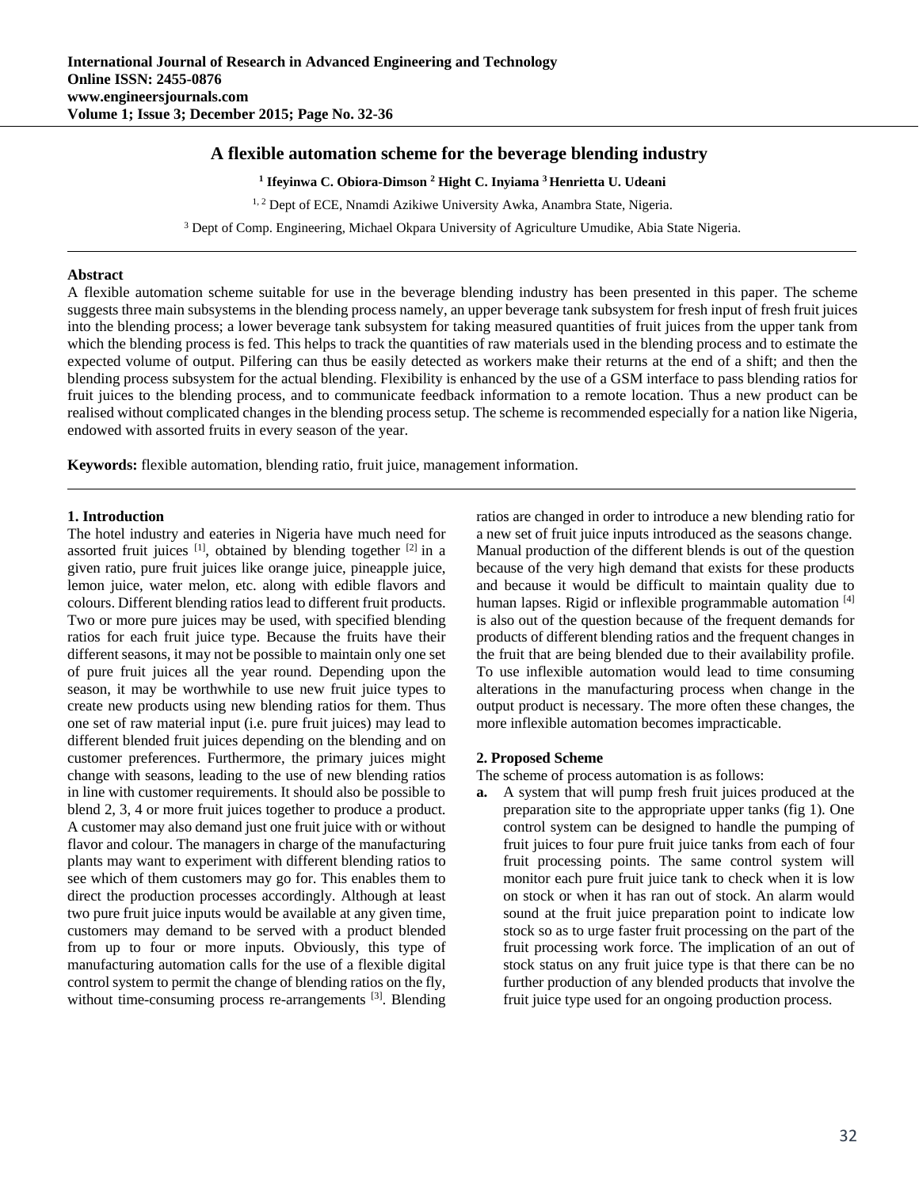# A flexible automation scheme for the beverage blending industry

[1] Ifeyinwa C. Obiora-Dimson [2] Hight C. Inyiama [3] Henrietta U. Udeani

[1, 2] Dept of ECE, Nnamdi Azikiwe University Awka, Anambra State, Nigeria.

[3] Dept of Comp. Engineering, Michael Okpara University of Agriculture Umudike, Abia State Nigeria.

---

**Abstract**

A flexible automation scheme suitable for use in the beverage blending industry has been presented in this paper. The scheme suggests three main subsystems in the blending process namely, an upper beverage tank subsystem for fresh input of fresh fruit juices into the blending process; a lower beverage tank subsystem for taking measured quantities of fruit juices from the upper tank from which the blending process is fed. This helps to track the quantities of raw materials used in the blending process and to estimate the expected volume of output. Pilfering can thus be easily detected as workers make their returns at the end of a shift; and then the blending process subsystem for the actual blending. Flexibility is enhanced by the use of a GSM interface to pass blending ratios for fruit juices to the blending process, and to communicate feedback information to a remote location. Thus a new product can be realised without complicated changes in the blending process setup. The scheme is recommended especially for a nation like Nigeria, endowed with assorted fruits in every season of the year.

**Keywords:** flexible automation, blending ratio, fruit juice, management information.

---

## 1. Introduction

The hotel industry and eateries in Nigeria have much need for assorted fruit juices [1], obtained by blending together [2] in a given ratio, pure fruit juices like orange juice, pineapple juice, lemon juice, water melon, etc. along with edible flavors and colours. Different blending ratios lead to different fruit products. Two or more pure juices may be used, with specified blending ratios for each fruit juice type. Because the fruits have their different seasons, it may not be possible to maintain only one set of pure fruit juices all the year round. Depending upon the season, it may be worthwhile to use new fruit juice types to create new products using new blending ratios for them. Thus one set of raw material input (i.e. pure fruit juices) may lead to different blended fruit juices depending on the blending and on customer preferences. Furthermore, the primary juices might change with seasons, leading to the use of new blending ratios in line with customer requirements. It should also be possible to blend 2, 3, 4 or more fruit juices together to produce a product. A customer may also demand just one fruit juice with or without flavor and colour. The managers in charge of the manufacturing plants may want to experiment with different blending ratios to see which of them customers may go for. This enables them to direct the production processes accordingly. Although at least two pure fruit juice inputs would be available at any given time, customers may demand to be served with a product blended from up to four or more inputs. Obviously, this type of manufacturing automation calls for the use of a flexible digital control system to permit the change of blending ratios on the fly, without time-consuming process re-arrangements [3]. Blending ratios are changed in order to introduce a new blending ratio for a new set of fruit juice inputs introduced as the seasons change. Manual production of the different blends is out of the question because of the very high demand that exists for these products and because it would be difficult to maintain quality due to human lapses. Rigid or inflexible programmable automation [4] is also out of the question because of the frequent demands for products of different blending ratios and the frequent changes in the fruit that are being blended due to their availability profile. To use inflexible automation would lead to time consuming alterations in the manufacturing process when change in the output product is necessary. The more often these changes, the more inflexible automation becomes impracticable.

## 2. Proposed Scheme

The scheme of process automation is as follows:

**a.** A system that will pump fresh fruit juices produced at the preparation site to the appropriate upper tanks (fig 1). One control system can be designed to handle the pumping of fruit juices to four pure fruit juice tanks from each of four fruit processing points. The same control system will monitor each pure fruit juice tank to check when it is low on stock or when it has ran out of stock. An alarm would sound at the fruit juice preparation point to indicate low stock so as to urge faster fruit processing on the part of the fruit processing work force. The implication of an out of stock status on any fruit juice type is that there can be no further production of any blended products that involve the fruit juice type used for an ongoing production process.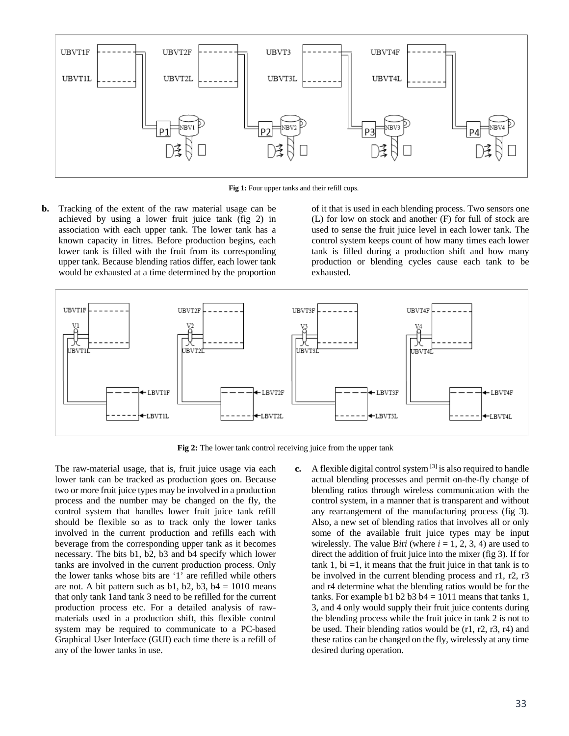Fig 1: Four upper tanks and their refill cups.

b. Tracking of the extent of the raw material usage can be achieved by using a lower fruit juice tank (fig 2) in association with each upper tank. The lower tank has a known capacity in litres. Before production begins, each lower tank is filled with the fruit from its corresponding upper tank. Because blending ratios differ, each lower tank would be exhausted at a time determined by the proportion of it that is used in each blending process. Two sensors one (L) for low on stock and another (F) for full of stock are used to sense the fruit juice level in each lower tank. The control system keeps count of how many times each lower tank is filled during a production shift and how many production or blending cycles cause each tank to be exhausted.

Fig 2: The lower tank control receiving juice from the upper tank

The raw-material usage, that is, fruit juice usage via each lower tank can be tracked as production goes on. Because two or more fruit juice types may be involved in a production process and the number may be changed on the fly, the control system that handles lower fruit juice tank refill should be flexible so as to track only the lower tanks involved in the current production and refills each with beverage from the corresponding upper tank as it becomes necessary. The bits b1, b2, b3 and b4 specify which lower tanks are involved in the current production process. Only the lower tanks whose bits are '1' are refilled while others are not. A bit pattern such as b1, b2, b3, b4 = 1010 means that only tank 1and tank 3 need to be refilled for the current production process. For a detailed analysis of raw-materials used in a production shift, this flexible control system may be required to communicate to a PC-based Graphical User Interface (GUI) each time there is a refill of any of the lower tanks in use.

c. A flexible digital control system [3] is also required to handle actual blending processes and permit on-the-fly change of blending ratios through wireless communication with the control system, in a manner that is transparent and without any rearrangement of the manufacturing process (fig 3). Also, a new set of blending ratios that involves all or only some of the available fruit juice types may be input wirelessly. The value B*iri* (where *i* = 1, 2, 3, 4) are used to direct the addition of fruit juice into the mixer (fig 3). If for tank 1, bi =1, it means that the fruit juice in that tank is to be involved in the current blending process and r1, r2, r3 and r4 determine what the blending ratios would be for the tanks. For example b1 b2 b3 b4 = 1011 means that tanks 1, 3, and 4 only would supply their fruit juice contents during the blending process while the fruit juice in tank 2 is not to be used. Their blending ratios would be (r1, r2, r3, r4) and these ratios can be changed on the fly, wirelessly at any time desired during operation.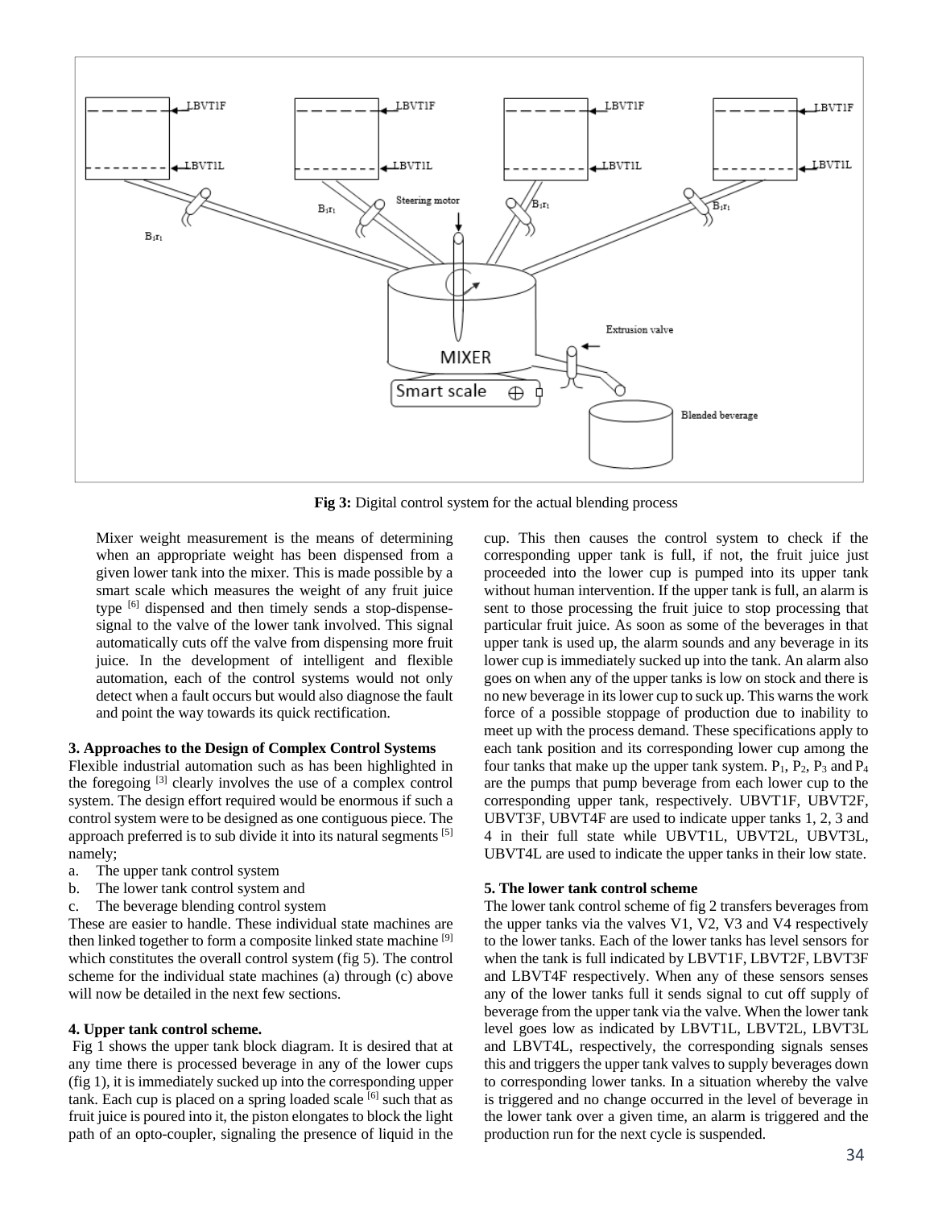Fig 3: Digital control system for the actual blending process

Mixer weight measurement is the means of determining when an appropriate weight has been dispensed from a given lower tank into the mixer. This is made possible by a smart scale which measures the weight of any fruit juice type [6] dispensed and then timely sends a stop-dispense-signal to the valve of the lower tank involved. This signal automatically cuts off the valve from dispensing more fruit juice. In the development of intelligent and flexible automation, each of the control systems would not only detect when a fault occurs but would also diagnose the fault and point the way towards its quick rectification.

### 3. Approaches to the Design of Complex Control Systems

Flexible industrial automation such as has been highlighted in the foregoing [3] clearly involves the use of a complex control system. The design effort required would be enormous if such a control system were to be designed as one contiguous piece. The approach preferred is to sub divide it into its natural segments [5] namely;

a. The upper tank control system
b. The lower tank control system and
c. The beverage blending control system

These are easier to handle. These individual state machines are then linked together to form a composite linked state machine [9] which constitutes the overall control system (fig 5). The control scheme for the individual state machines (a) through (c) above will now be detailed in the next few sections.

### 4. Upper tank control scheme.

Fig 1 shows the upper tank block diagram. It is desired that at any time there is processed beverage in any of the lower cups (fig 1), it is immediately sucked up into the corresponding upper tank. Each cup is placed on a spring loaded scale [6] such that as fruit juice is poured into it, the piston elongates to block the light path of an opto-coupler, signaling the presence of liquid in the cup. This then causes the control system to check if the corresponding upper tank is full, if not, the fruit juice just proceeded into the lower cup is pumped into its upper tank without human intervention. If the upper tank is full, an alarm is sent to those processing the fruit juice to stop processing that particular fruit juice. As soon as some of the beverages in that upper tank is used up, the alarm sounds and any beverage in its lower cup is immediately sucked up into the tank. An alarm also goes on when any of the upper tanks is low on stock and there is no new beverage in its lower cup to suck up. This warns the work force of a possible stoppage of production due to inability to meet up with the process demand. These specifications apply to each tank position and its corresponding lower cup among the four tanks that make up the upper tank system. $P_1$, $P_2$, $P_3$ and $P_4$ are the pumps that pump beverage from each lower cup to the corresponding upper tank, respectively. UBVT1F, UBVT2F, UBVT3F, UBVT4F are used to indicate upper tanks 1, 2, 3 and 4 in their full state while UBVT1L, UBVT2L, UBVT3L, UBVT4L are used to indicate the upper tanks in their low state.

### 5. The lower tank control scheme

The lower tank control scheme of fig 2 transfers beverages from the upper tanks via the valves V1, V2, V3 and V4 respectively to the lower tanks. Each of the lower tanks has level sensors for when the tank is full indicated by LBVT1F, LBVT2F, LBVT3F and LBVT4F respectively. When any of these sensors senses any of the lower tanks full it sends signal to cut off supply of beverage from the upper tank via the valve. When the lower tank level goes low as indicated by LBVT1L, LBVT2L, LBVT3L and LBVT4L, respectively, the corresponding signals senses this and triggers the upper tank valves to supply beverages down to corresponding lower tanks. In a situation whereby the valve is triggered and no change occurred in the level of beverage in the lower tank over a given time, an alarm is triggered and the production run for the next cycle is suspended.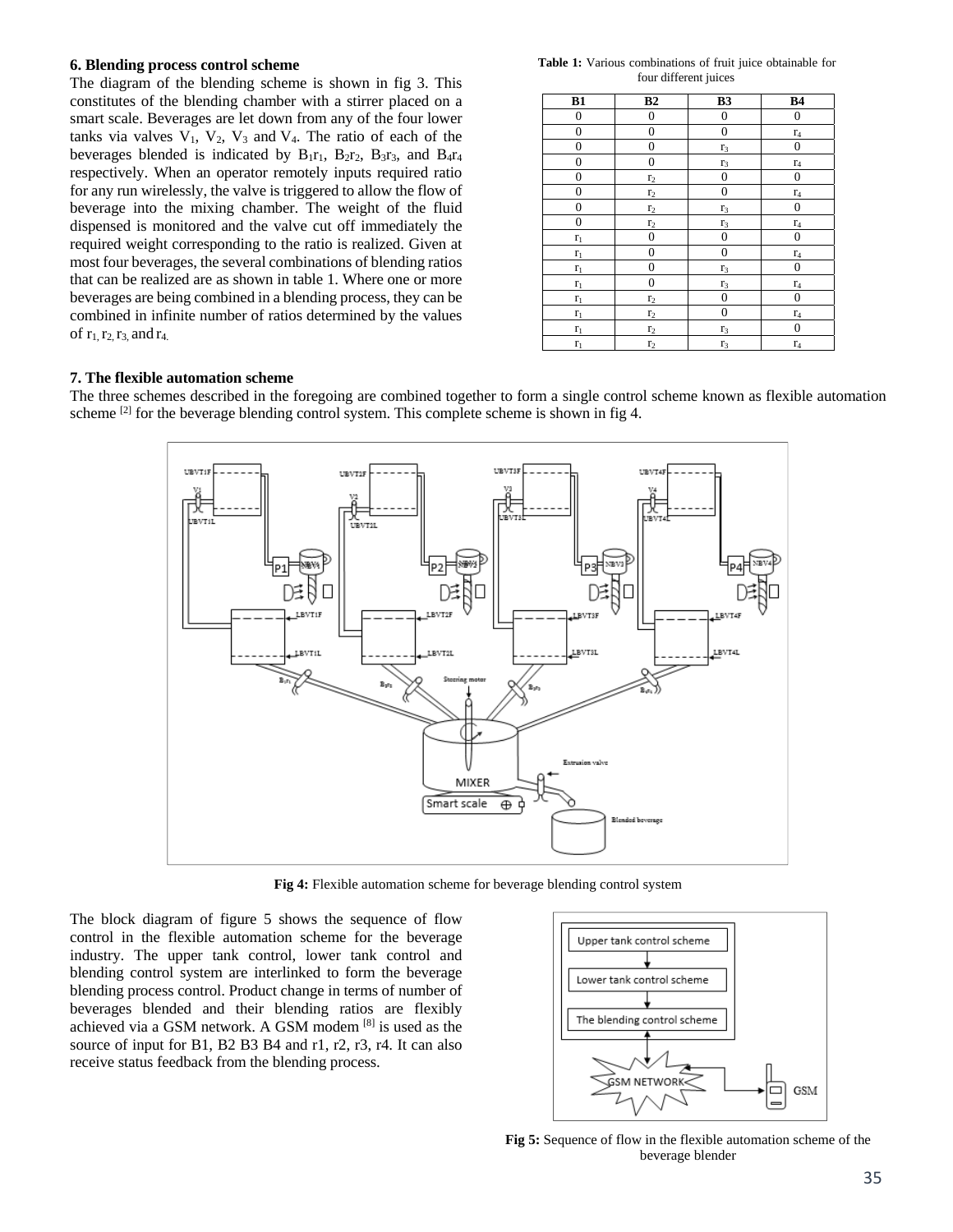## 6. Blending process control scheme

The diagram of the blending scheme is shown in fig 3. This constitutes of the blending chamber with a stirrer placed on a smart scale. Beverages are let down from any of the four lower tanks via valves $V_1$, $V_2$, $V_3$ and $V_4$. The ratio of each of the beverages blended is indicated by $B_1r_1$, $B_2r_2$, $B_3r_3$, and $B_4r_4$ respectively. When an operator remotely inputs required ratio for any run wirelessly, the valve is triggered to allow the flow of beverage into the mixing chamber. The weight of the fluid dispensed is monitored and the valve cut off immediately the required weight corresponding to the ratio is realized. Given at most four beverages, the several combinations of blending ratios that can be realized are as shown in table 1. Where one or more beverages are being combined in a blending process, they can be combined in infinite number of ratios determined by the values of $r_1$, $r_2$, $r_3$, and $r_4$.

**Table 1:** Various combinations of fruit juice obtainable for four different juices

| B1 | B2 | B3 | B4 |
|---|---|---|---|
| 0 | 0 | 0 | 0 |
| 0 | 0 | 0 | $r_4$ |
| 0 | 0 | $r_3$ | 0 |
| 0 | 0 | $r_3$ | $r_4$ |
| 0 | $r_2$ | 0 | 0 |
| 0 | $r_2$ | 0 | $r_4$ |
| 0 | $r_2$ | $r_3$ | 0 |
| 0 | $r_2$ | $r_3$ | $r_4$ |
| $r_1$ | 0 | 0 | 0 |
| $r_1$ | 0 | 0 | $r_4$ |
| $r_1$ | 0 | $r_3$ | 0 |
| $r_1$ | 0 | $r_3$ | $r_4$ |
| $r_1$ | $r_2$ | 0 | 0 |
| $r_1$ | $r_2$ | 0 | $r_4$ |
| $r_1$ | $r_2$ | $r_3$ | 0 |
| $r_1$ | $r_2$ | $r_3$ | $r_4$ |

## 7. The flexible automation scheme

The three schemes described in the foregoing are combined together to form a single control scheme known as flexible automation scheme [2] for the beverage blending control system. This complete scheme is shown in fig 4.

**Fig 4:** Flexible automation scheme for beverage blending control system

The block diagram of figure 5 shows the sequence of flow control in the flexible automation scheme for the beverage industry. The upper tank control, lower tank control and blending control system are interlinked to form the beverage blending process control. Product change in terms of number of beverages blended and their blending ratios are flexibly achieved via a GSM network. A GSM modem [8] is used as the source of input for B1, B2 B3 B4 and r1, r2, r3, r4. It can also receive status feedback from the blending process.

**Fig 5:** Sequence of flow in the flexible automation scheme of the beverage blender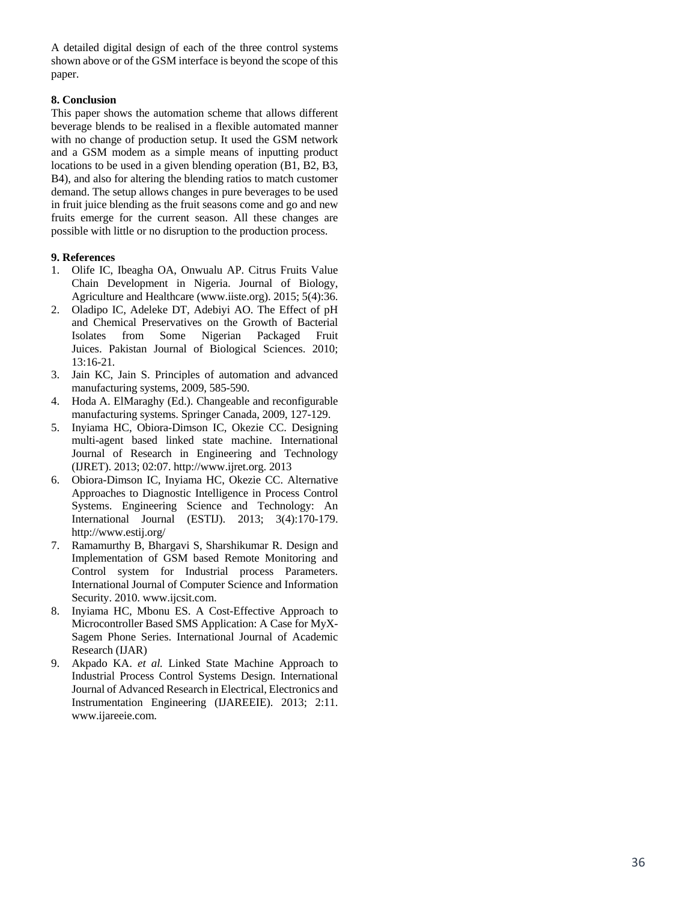A detailed digital design of each of the three control systems shown above or of the GSM interface is beyond the scope of this paper.

## 8. Conclusion

This paper shows the automation scheme that allows different beverage blends to be realised in a flexible automated manner with no change of production setup. It used the GSM network and a GSM modem as a simple means of inputting product locations to be used in a given blending operation (B1, B2, B3, B4), and also for altering the blending ratios to match customer demand. The setup allows changes in pure beverages to be used in fruit juice blending as the fruit seasons come and go and new fruits emerge for the current season. All these changes are possible with little or no disruption to the production process.

## 9. References

1. Olife IC, Ibeagha OA, Onwualu AP. Citrus Fruits Value Chain Development in Nigeria. Journal of Biology, Agriculture and Healthcare (www.iiste.org). 2015; 5(4):36.
2. Oladipo IC, Adeleke DT, Adebiyi AO. The Effect of pH and Chemical Preservatives on the Growth of Bacterial Isolates from Some Nigerian Packaged Fruit Juices. Pakistan Journal of Biological Sciences. 2010; 13:16-21.
3. Jain KC, Jain S. Principles of automation and advanced manufacturing systems, 2009, 585-590.
4. Hoda A. ElMaraghy (Ed.). Changeable and reconfigurable manufacturing systems. Springer Canada, 2009, 127-129.
5. Inyiama HC, Obiora-Dimson IC, Okezie CC. Designing multi-agent based linked state machine. International Journal of Research in Engineering and Technology (IJRET). 2013; 02:07. http://www.ijret.org. 2013
6. Obiora-Dimson IC, Inyiama HC, Okezie CC. Alternative Approaches to Diagnostic Intelligence in Process Control Systems. Engineering Science and Technology: An International Journal (ESTIJ). 2013; 3(4):170-179. http://www.estij.org/
7. Ramamurthy B, Bhargavi S, Sharshikumar R. Design and Implementation of GSM based Remote Monitoring and Control system for Industrial process Parameters. International Journal of Computer Science and Information Security. 2010. www.ijcsit.com.
8. Inyiama HC, Mbonu ES. A Cost-Effective Approach to Microcontroller Based SMS Application: A Case for MyX-Sagem Phone Series. International Journal of Academic Research (IJAR)
9. Akpado KA. *et al.* Linked State Machine Approach to Industrial Process Control Systems Design. International Journal of Advanced Research in Electrical, Electronics and Instrumentation Engineering (IJAREEIE). 2013; 2:11. www.ijareeie.com.